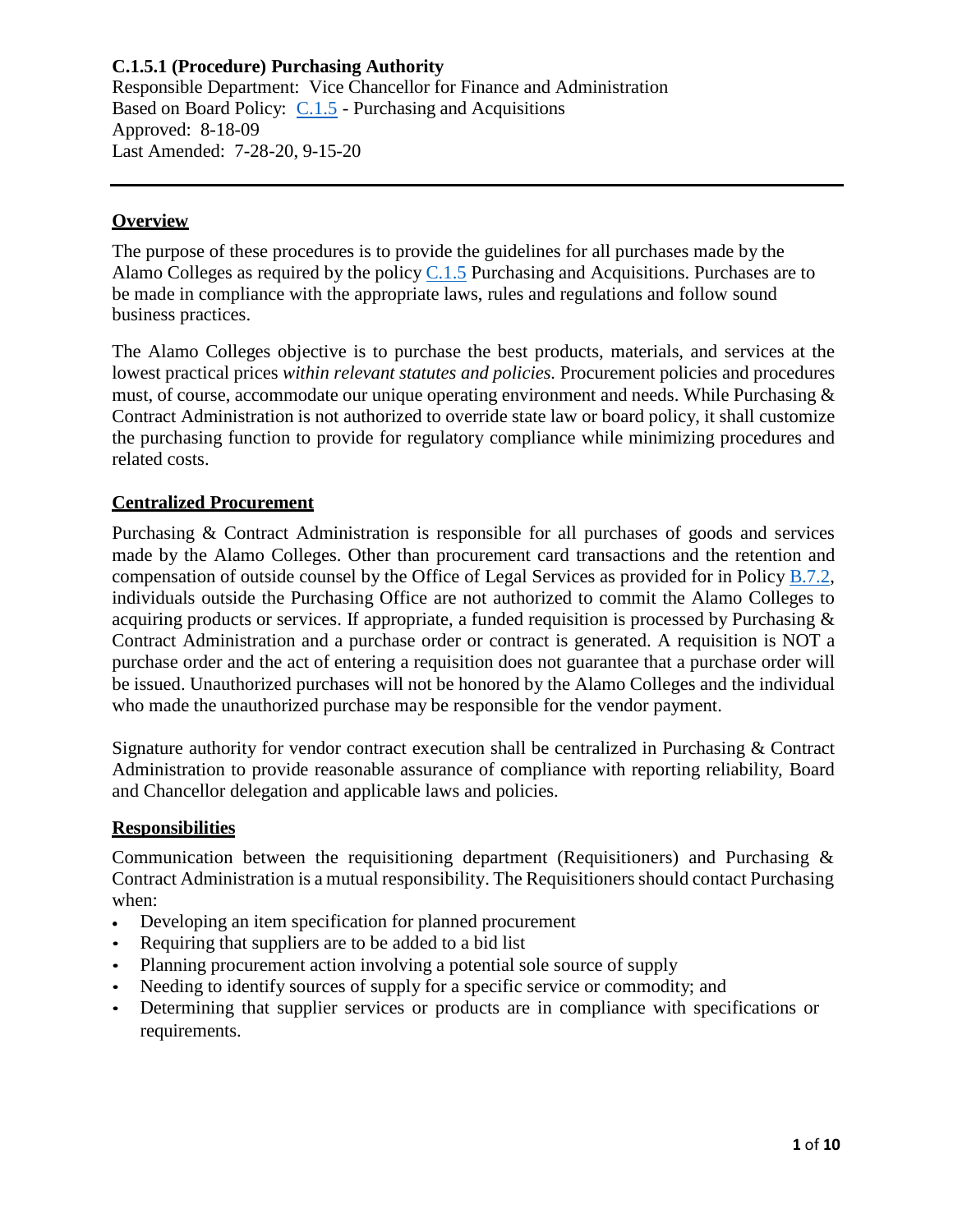# C.1.5.1 (Procedure) Purchasing Authority

Responsible Department: Vice Chancellor for Finance and Administration
Based on Board Policy: C.1.5 - Purchasing and Acquisitions
Approved: 8-18-09
Last Amended: 7-28-20, 9-15-20

---

## Overview

The purpose of these procedures is to provide the guidelines for all purchases made by the Alamo Colleges as required by the policy C.1.5 Purchasing and Acquisitions. Purchases are to be made in compliance with the appropriate laws, rules and regulations and follow sound business practices.

The Alamo Colleges objective is to purchase the best products, materials, and services at the lowest practical prices *within relevant statutes and policies.* Procurement policies and procedures must, of course, accommodate our unique operating environment and needs. While Purchasing & Contract Administration is not authorized to override state law or board policy, it shall customize the purchasing function to provide for regulatory compliance while minimizing procedures and related costs.

## Centralized Procurement

Purchasing & Contract Administration is responsible for all purchases of goods and services made by the Alamo Colleges. Other than procurement card transactions and the retention and compensation of outside counsel by the Office of Legal Services as provided for in Policy B.7.2, individuals outside the Purchasing Office are not authorized to commit the Alamo Colleges to acquiring products or services. If appropriate, a funded requisition is processed by Purchasing & Contract Administration and a purchase order or contract is generated. A requisition is NOT a purchase order and the act of entering a requisition does not guarantee that a purchase order will be issued. Unauthorized purchases will not be honored by the Alamo Colleges and the individual who made the unauthorized purchase may be responsible for the vendor payment.

Signature authority for vendor contract execution shall be centralized in Purchasing & Contract Administration to provide reasonable assurance of compliance with reporting reliability, Board and Chancellor delegation and applicable laws and policies.

## Responsibilities

Communication between the requisitioning department (Requisitioners) and Purchasing & Contract Administration is a mutual responsibility. The Requisitioners should contact Purchasing when:

- Developing an item specification for planned procurement
- Requiring that suppliers are to be added to a bid list
- Planning procurement action involving a potential sole source of supply
- Needing to identify sources of supply for a specific service or commodity; and
- Determining that supplier services or products are in compliance with specifications or requirements.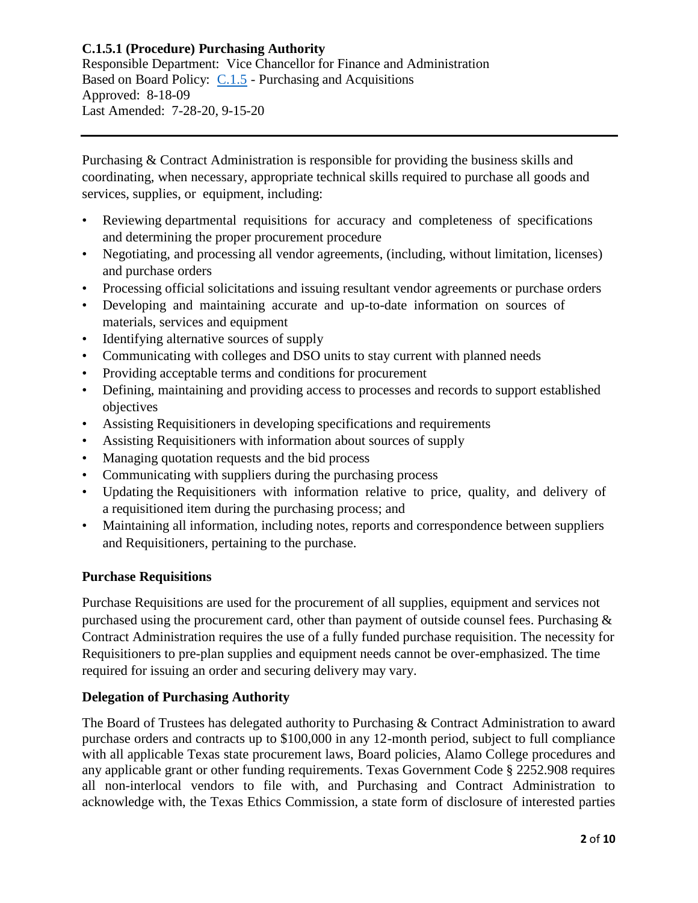**C.1.5.1 (Procedure) Purchasing Authority**

Responsible Department: Vice Chancellor for Finance and Administration
Based on Board Policy: C.1.5 - Purchasing and Acquisitions
Approved: 8-18-09
Last Amended: 7-28-20, 9-15-20

---

Purchasing & Contract Administration is responsible for providing the business skills and coordinating, when necessary, appropriate technical skills required to purchase all goods and services, supplies, or equipment, including:

- Reviewing departmental requisitions for accuracy and completeness of specifications and determining the proper procurement procedure
- Negotiating, and processing all vendor agreements, (including, without limitation, licenses) and purchase orders
- Processing official solicitations and issuing resultant vendor agreements or purchase orders
- Developing and maintaining accurate and up-to-date information on sources of materials, services and equipment
- Identifying alternative sources of supply
- Communicating with colleges and DSO units to stay current with planned needs
- Providing acceptable terms and conditions for procurement
- Defining, maintaining and providing access to processes and records to support established objectives
- Assisting Requisitioners in developing specifications and requirements
- Assisting Requisitioners with information about sources of supply
- Managing quotation requests and the bid process
- Communicating with suppliers during the purchasing process
- Updating the Requisitioners with information relative to price, quality, and delivery of a requisitioned item during the purchasing process; and
- Maintaining all information, including notes, reports and correspondence between suppliers and Requisitioners, pertaining to the purchase.

### Purchase Requisitions

Purchase Requisitions are used for the procurement of all supplies, equipment and services not purchased using the procurement card, other than payment of outside counsel fees. Purchasing & Contract Administration requires the use of a fully funded purchase requisition. The necessity for Requisitioners to pre-plan supplies and equipment needs cannot be over-emphasized. The time required for issuing an order and securing delivery may vary.

### Delegation of Purchasing Authority

The Board of Trustees has delegated authority to Purchasing & Contract Administration to award purchase orders and contracts up to $100,000 in any 12-month period, subject to full compliance with all applicable Texas state procurement laws, Board policies, Alamo College procedures and any applicable grant or other funding requirements. Texas Government Code § 2252.908 requires all non-interlocal vendors to file with, and Purchasing and Contract Administration to acknowledge with, the Texas Ethics Commission, a state form of disclosure of interested parties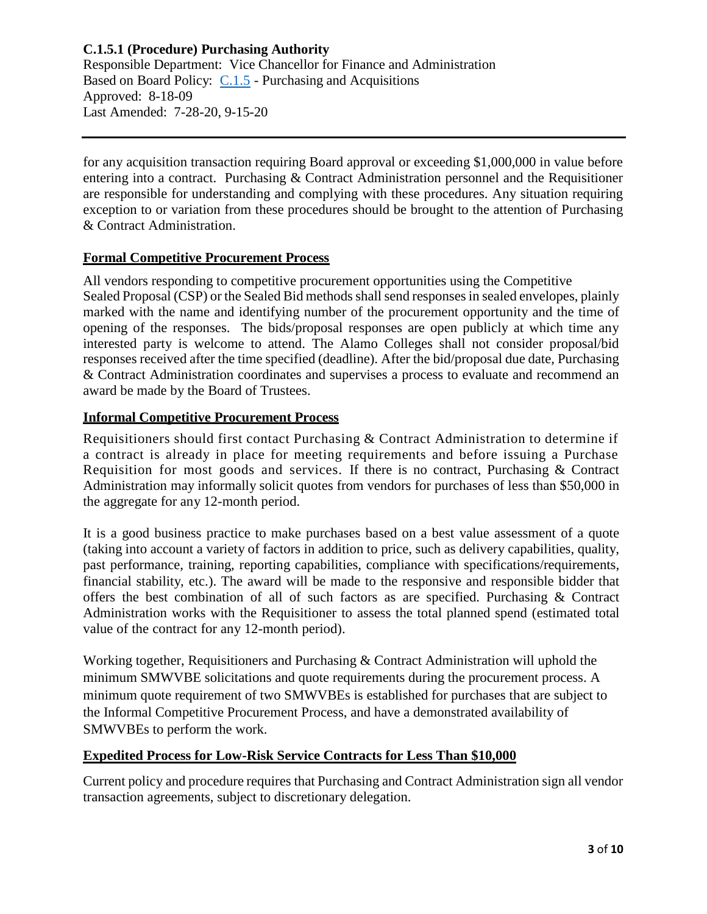for any acquisition transaction requiring Board approval or exceeding $1,000,000 in value before entering into a contract. Purchasing & Contract Administration personnel and the Requisitioner are responsible for understanding and complying with these procedures. Any situation requiring exception to or variation from these procedures should be brought to the attention of Purchasing & Contract Administration.

## Formal Competitive Procurement Process

All vendors responding to competitive procurement opportunities using the Competitive Sealed Proposal (CSP) or the Sealed Bid methods shall send responses in sealed envelopes, plainly marked with the name and identifying number of the procurement opportunity and the time of opening of the responses. The bids/proposal responses are open publicly at which time any interested party is welcome to attend. The Alamo Colleges shall not consider proposal/bid responses received after the time specified (deadline). After the bid/proposal due date, Purchasing & Contract Administration coordinates and supervises a process to evaluate and recommend an award be made by the Board of Trustees.

## Informal Competitive Procurement Process

Requisitioners should first contact Purchasing & Contract Administration to determine if a contract is already in place for meeting requirements and before issuing a Purchase Requisition for most goods and services. If there is no contract, Purchasing & Contract Administration may informally solicit quotes from vendors for purchases of less than $50,000 in the aggregate for any 12-month period.

It is a good business practice to make purchases based on a best value assessment of a quote (taking into account a variety of factors in addition to price, such as delivery capabilities, quality, past performance, training, reporting capabilities, compliance with specifications/requirements, financial stability, etc.). The award will be made to the responsive and responsible bidder that offers the best combination of all of such factors as are specified. Purchasing & Contract Administration works with the Requisitioner to assess the total planned spend (estimated total value of the contract for any 12-month period).

Working together, Requisitioners and Purchasing & Contract Administration will uphold the minimum SMWVBE solicitations and quote requirements during the procurement process. A minimum quote requirement of two SMWVBEs is established for purchases that are subject to the Informal Competitive Procurement Process, and have a demonstrated availability of SMWVBEs to perform the work.

## Expedited Process for Low-Risk Service Contracts for Less Than $10,000

Current policy and procedure requires that Purchasing and Contract Administration sign all vendor transaction agreements, subject to discretionary delegation.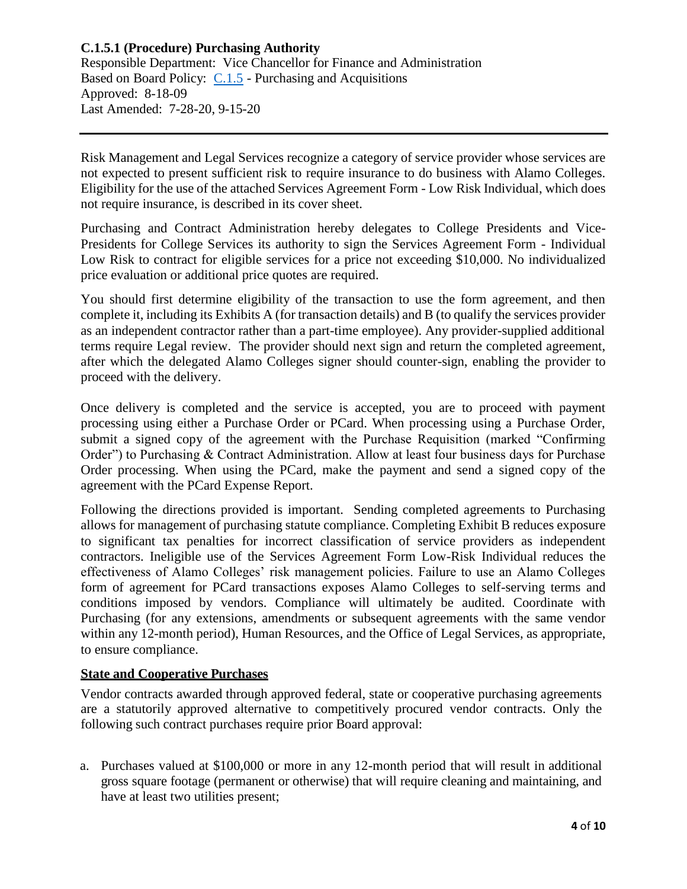**C.1.5.1 (Procedure) Purchasing Authority**
Responsible Department: Vice Chancellor for Finance and Administration
Based on Board Policy: C.1.5 - Purchasing and Acquisitions
Approved: 8-18-09
Last Amended: 7-28-20, 9-15-20

---

Risk Management and Legal Services recognize a category of service provider whose services are not expected to present sufficient risk to require insurance to do business with Alamo Colleges. Eligibility for the use of the attached Services Agreement Form - Low Risk Individual, which does not require insurance, is described in its cover sheet.

Purchasing and Contract Administration hereby delegates to College Presidents and Vice-Presidents for College Services its authority to sign the Services Agreement Form - Individual Low Risk to contract for eligible services for a price not exceeding $10,000. No individualized price evaluation or additional price quotes are required.

You should first determine eligibility of the transaction to use the form agreement, and then complete it, including its Exhibits A (for transaction details) and B (to qualify the services provider as an independent contractor rather than a part-time employee). Any provider-supplied additional terms require Legal review. The provider should next sign and return the completed agreement, after which the delegated Alamo Colleges signer should counter-sign, enabling the provider to proceed with the delivery.

Once delivery is completed and the service is accepted, you are to proceed with payment processing using either a Purchase Order or PCard. When processing using a Purchase Order, submit a signed copy of the agreement with the Purchase Requisition (marked "Confirming Order") to Purchasing & Contract Administration. Allow at least four business days for Purchase Order processing. When using the PCard, make the payment and send a signed copy of the agreement with the PCard Expense Report.

Following the directions provided is important. Sending completed agreements to Purchasing allows for management of purchasing statute compliance. Completing Exhibit B reduces exposure to significant tax penalties for incorrect classification of service providers as independent contractors. Ineligible use of the Services Agreement Form Low-Risk Individual reduces the effectiveness of Alamo Colleges' risk management policies. Failure to use an Alamo Colleges form of agreement for PCard transactions exposes Alamo Colleges to self-serving terms and conditions imposed by vendors. Compliance will ultimately be audited. Coordinate with Purchasing (for any extensions, amendments or subsequent agreements with the same vendor within any 12-month period), Human Resources, and the Office of Legal Services, as appropriate, to ensure compliance.

**State and Cooperative Purchases**

Vendor contracts awarded through approved federal, state or cooperative purchasing agreements are a statutorily approved alternative to competitively procured vendor contracts. Only the following such contract purchases require prior Board approval:

a. Purchases valued at $100,000 or more in any 12-month period that will result in additional gross square footage (permanent or otherwise) that will require cleaning and maintaining, and have at least two utilities present;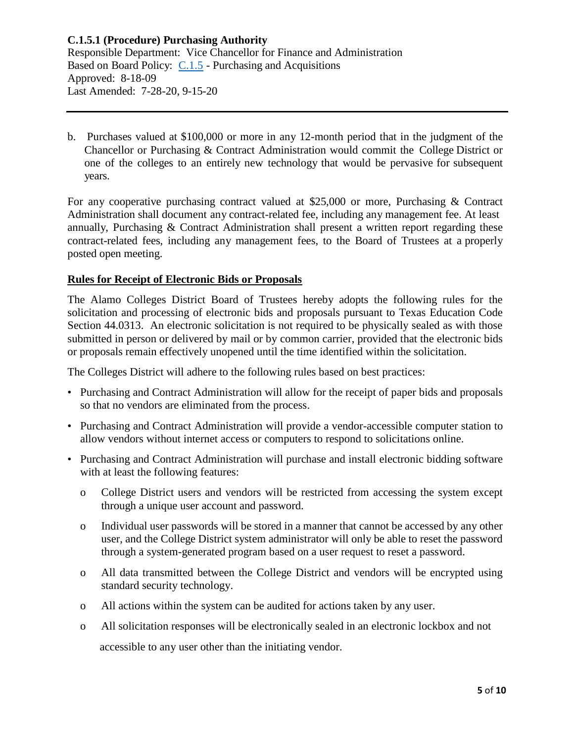b. Purchases valued at $100,000 or more in any 12-month period that in the judgment of the Chancellor or Purchasing & Contract Administration would commit the College District or one of the colleges to an entirely new technology that would be pervasive for subsequent years.

For any cooperative purchasing contract valued at $25,000 or more, Purchasing & Contract Administration shall document any contract-related fee, including any management fee. At least annually, Purchasing & Contract Administration shall present a written report regarding these contract-related fees, including any management fees, to the Board of Trustees at a properly posted open meeting.

**Rules for Receipt of Electronic Bids or Proposals**

The Alamo Colleges District Board of Trustees hereby adopts the following rules for the solicitation and processing of electronic bids and proposals pursuant to Texas Education Code Section 44.0313. An electronic solicitation is not required to be physically sealed as with those submitted in person or delivered by mail or by common carrier, provided that the electronic bids or proposals remain effectively unopened until the time identified within the solicitation.

The Colleges District will adhere to the following rules based on best practices:

- Purchasing and Contract Administration will allow for the receipt of paper bids and proposals so that no vendors are eliminated from the process.
- Purchasing and Contract Administration will provide a vendor-accessible computer station to allow vendors without internet access or computers to respond to solicitations online.
- Purchasing and Contract Administration will purchase and install electronic bidding software with at least the following features:
  - College District users and vendors will be restricted from accessing the system except through a unique user account and password.
  - Individual user passwords will be stored in a manner that cannot be accessed by any other user, and the College District system administrator will only be able to reset the password through a system-generated program based on a user request to reset a password.
  - All data transmitted between the College District and vendors will be encrypted using standard security technology.
  - All actions within the system can be audited for actions taken by any user.
  - All solicitation responses will be electronically sealed in an electronic lockbox and not accessible to any user other than the initiating vendor.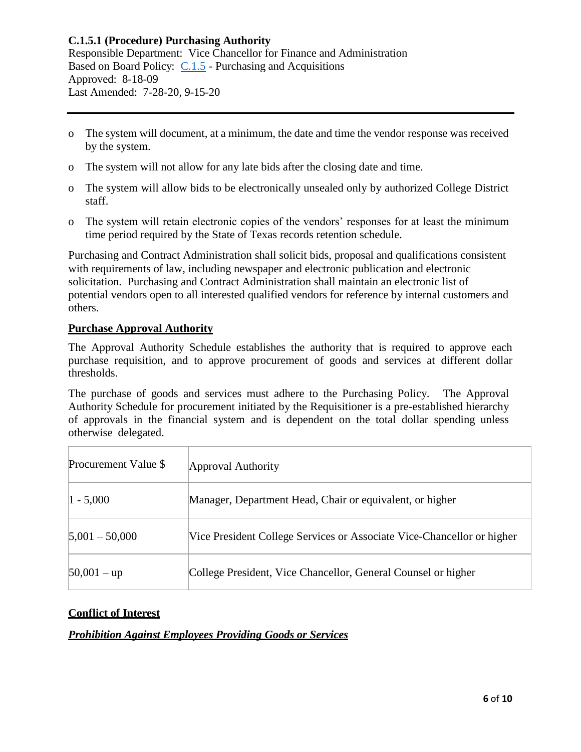- The system will document, at a minimum, the date and time the vendor response was received by the system.
- The system will not allow for any late bids after the closing date and time.
- The system will allow bids to be electronically unsealed only by authorized College District staff.
- The system will retain electronic copies of the vendors' responses for at least the minimum time period required by the State of Texas records retention schedule.

Purchasing and Contract Administration shall solicit bids, proposal and qualifications consistent with requirements of law, including newspaper and electronic publication and electronic solicitation. Purchasing and Contract Administration shall maintain an electronic list of potential vendors open to all interested qualified vendors for reference by internal customers and others.

**Purchase Approval Authority**

The Approval Authority Schedule establishes the authority that is required to approve each purchase requisition, and to approve procurement of goods and services at different dollar thresholds.

The purchase of goods and services must adhere to the Purchasing Policy. The Approval Authority Schedule for procurement initiated by the Requisitioner is a pre-established hierarchy of approvals in the financial system and is dependent on the total dollar spending unless otherwise delegated.

| Procurement Value $ | Approval Authority |
|---|---|
| 1 - 5,000 | Manager, Department Head, Chair or equivalent, or higher |
| 5,001 – 50,000 | Vice President College Services or Associate Vice-Chancellor or higher |
| 50,001 – up | College President, Vice Chancellor, General Counsel or higher |

**Conflict of Interest**

***Prohibition Against Employees Providing Goods or Services***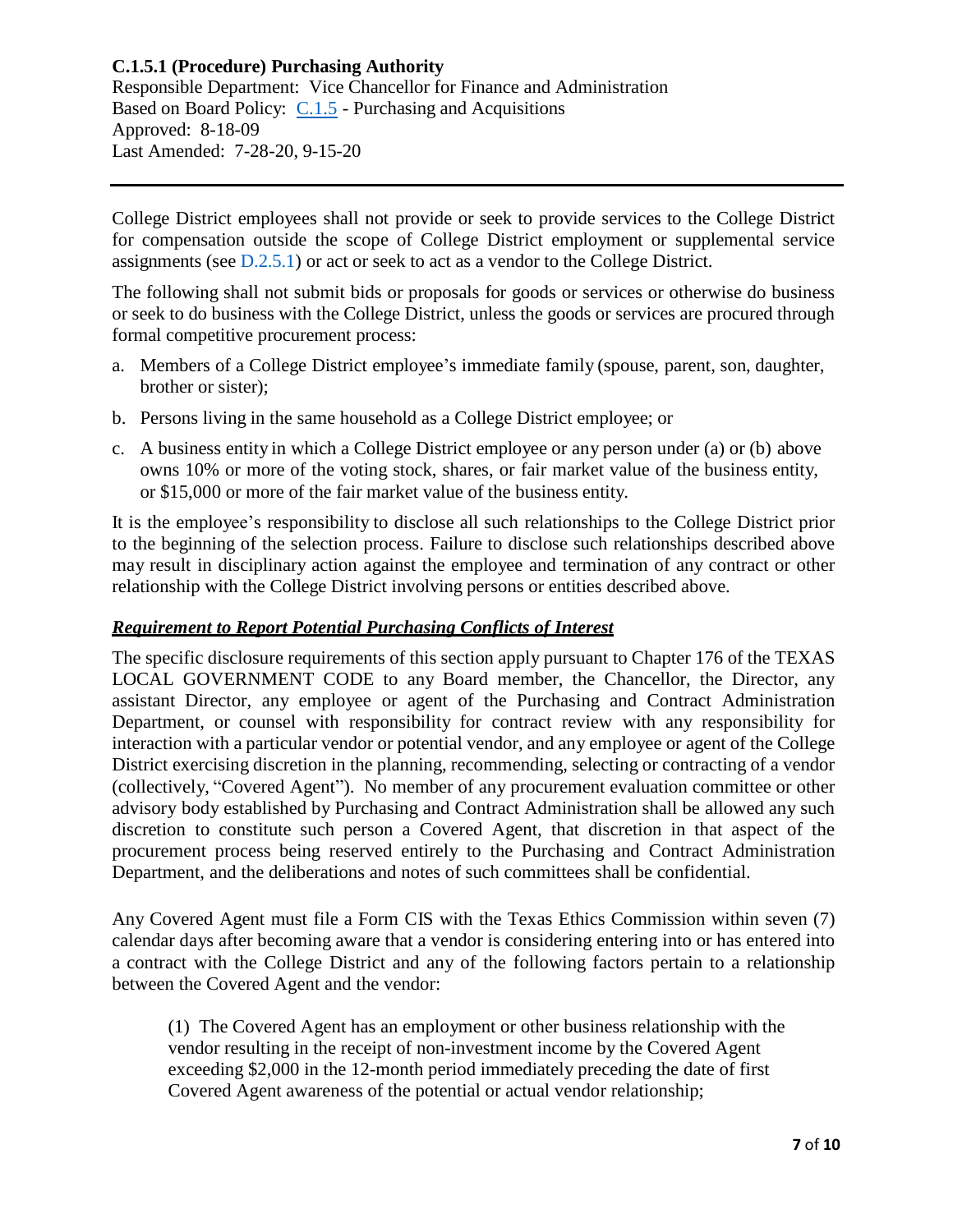**C.1.5.1 (Procedure) Purchasing Authority**
Responsible Department: Vice Chancellor for Finance and Administration
Based on Board Policy: C.1.5 - Purchasing and Acquisitions
Approved: 8-18-09
Last Amended: 7-28-20, 9-15-20

---

College District employees shall not provide or seek to provide services to the College District for compensation outside the scope of College District employment or supplemental service assignments (see D.2.5.1) or act or seek to act as a vendor to the College District.

The following shall not submit bids or proposals for goods or services or otherwise do business or seek to do business with the College District, unless the goods or services are procured through formal competitive procurement process:

a. Members of a College District employee's immediate family (spouse, parent, son, daughter, brother or sister);

b. Persons living in the same household as a College District employee; or

c. A business entity in which a College District employee or any person under (a) or (b) above owns 10% or more of the voting stock, shares, or fair market value of the business entity, or $15,000 or more of the fair market value of the business entity.

It is the employee's responsibility to disclose all such relationships to the College District prior to the beginning of the selection process. Failure to disclose such relationships described above may result in disciplinary action against the employee and termination of any contract or other relationship with the College District involving persons or entities described above.

***Requirement to Report Potential Purchasing Conflicts of Interest***

The specific disclosure requirements of this section apply pursuant to Chapter 176 of the TEXAS LOCAL GOVERNMENT CODE to any Board member, the Chancellor, the Director, any assistant Director, any employee or agent of the Purchasing and Contract Administration Department, or counsel with responsibility for contract review with any responsibility for interaction with a particular vendor or potential vendor, and any employee or agent of the College District exercising discretion in the planning, recommending, selecting or contracting of a vendor (collectively, "Covered Agent"). No member of any procurement evaluation committee or other advisory body established by Purchasing and Contract Administration shall be allowed any such discretion to constitute such person a Covered Agent, that discretion in that aspect of the procurement process being reserved entirely to the Purchasing and Contract Administration Department, and the deliberations and notes of such committees shall be confidential.

Any Covered Agent must file a Form CIS with the Texas Ethics Commission within seven (7) calendar days after becoming aware that a vendor is considering entering into or has entered into a contract with the College District and any of the following factors pertain to a relationship between the Covered Agent and the vendor:

(1) The Covered Agent has an employment or other business relationship with the vendor resulting in the receipt of non-investment income by the Covered Agent exceeding $2,000 in the 12-month period immediately preceding the date of first Covered Agent awareness of the potential or actual vendor relationship;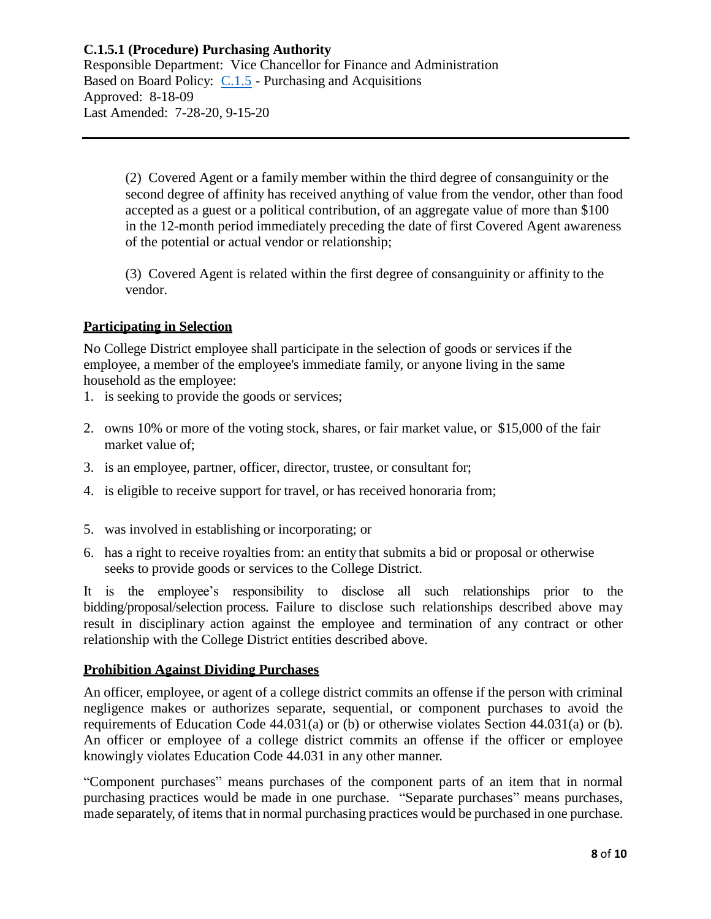(2) Covered Agent or a family member within the third degree of consanguinity or the second degree of affinity has received anything of value from the vendor, other than food accepted as a guest or a political contribution, of an aggregate value of more than $100 in the 12-month period immediately preceding the date of first Covered Agent awareness of the potential or actual vendor or relationship;

(3) Covered Agent is related within the first degree of consanguinity or affinity to the vendor.

## Participating in Selection

No College District employee shall participate in the selection of goods or services if the employee, a member of the employee's immediate family, or anyone living in the same household as the employee:

1. is seeking to provide the goods or services;
2. owns 10% or more of the voting stock, shares, or fair market value, or $15,000 of the fair market value of;
3. is an employee, partner, officer, director, trustee, or consultant for;
4. is eligible to receive support for travel, or has received honoraria from;
5. was involved in establishing or incorporating; or
6. has a right to receive royalties from: an entity that submits a bid or proposal or otherwise seeks to provide goods or services to the College District.

It is the employee's responsibility to disclose all such relationships prior to the bidding/proposal/selection process. Failure to disclose such relationships described above may result in disciplinary action against the employee and termination of any contract or other relationship with the College District entities described above.

## Prohibition Against Dividing Purchases

An officer, employee, or agent of a college district commits an offense if the person with criminal negligence makes or authorizes separate, sequential, or component purchases to avoid the requirements of Education Code 44.031(a) or (b) or otherwise violates Section 44.031(a) or (b). An officer or employee of a college district commits an offense if the officer or employee knowingly violates Education Code 44.031 in any other manner.

"Component purchases" means purchases of the component parts of an item that in normal purchasing practices would be made in one purchase. "Separate purchases" means purchases, made separately, of items that in normal purchasing practices would be purchased in one purchase.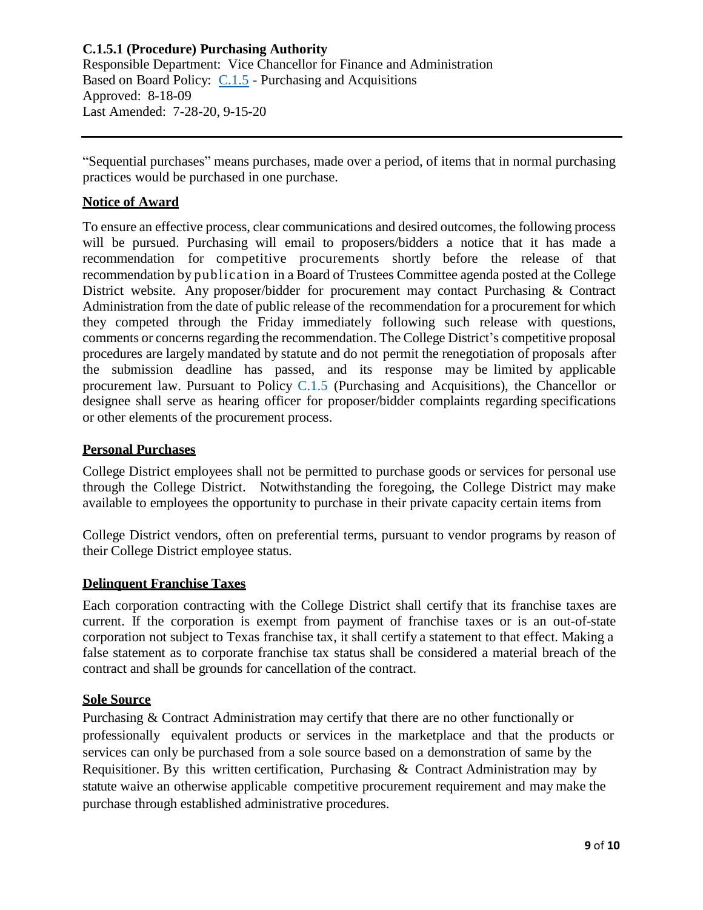**C.1.5.1 (Procedure) Purchasing Authority**
Responsible Department: Vice Chancellor for Finance and Administration
Based on Board Policy: C.1.5 - Purchasing and Acquisitions
Approved: 8-18-09
Last Amended: 7-28-20, 9-15-20

---

"Sequential purchases" means purchases, made over a period, of items that in normal purchasing practices would be purchased in one purchase.

## Notice of Award

To ensure an effective process, clear communications and desired outcomes, the following process will be pursued. Purchasing will email to proposers/bidders a notice that it has made a recommendation for competitive procurements shortly before the release of that recommendation by publication in a Board of Trustees Committee agenda posted at the College District website. Any proposer/bidder for procurement may contact Purchasing & Contract Administration from the date of public release of the recommendation for a procurement for which they competed through the Friday immediately following such release with questions, comments or concerns regarding the recommendation. The College District's competitive proposal procedures are largely mandated by statute and do not permit the renegotiation of proposals after the submission deadline has passed, and its response may be limited by applicable procurement law. Pursuant to Policy C.1.5 (Purchasing and Acquisitions), the Chancellor or designee shall serve as hearing officer for proposer/bidder complaints regarding specifications or other elements of the procurement process.

## Personal Purchases

College District employees shall not be permitted to purchase goods or services for personal use through the College District. Notwithstanding the foregoing, the College District may make available to employees the opportunity to purchase in their private capacity certain items from College District vendors, often on preferential terms, pursuant to vendor programs by reason of their College District employee status.

## Delinquent Franchise Taxes

Each corporation contracting with the College District shall certify that its franchise taxes are current. If the corporation is exempt from payment of franchise taxes or is an out-of-state corporation not subject to Texas franchise tax, it shall certify a statement to that effect. Making a false statement as to corporate franchise tax status shall be considered a material breach of the contract and shall be grounds for cancellation of the contract.

## Sole Source

Purchasing & Contract Administration may certify that there are no other functionally or professionally equivalent products or services in the marketplace and that the products or services can only be purchased from a sole source based on a demonstration of same by the Requisitioner. By this written certification, Purchasing & Contract Administration may by statute waive an otherwise applicable competitive procurement requirement and may make the purchase through established administrative procedures.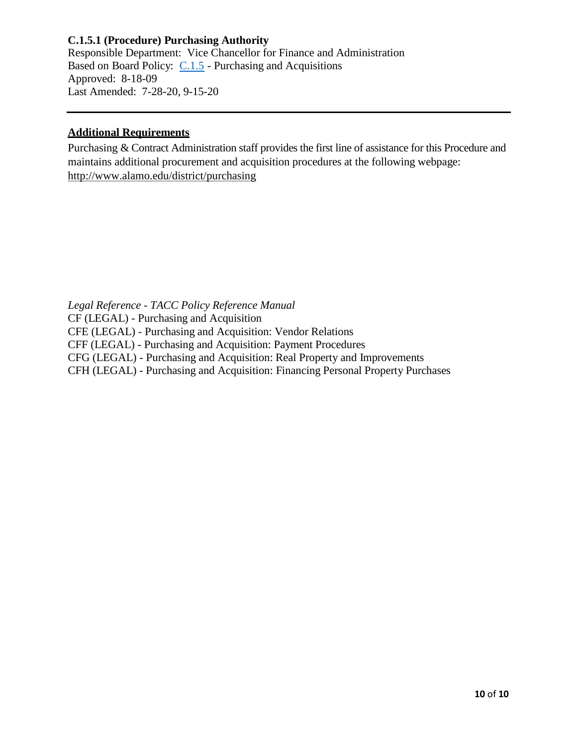**C.1.5.1 (Procedure) Purchasing Authority**
Responsible Department: Vice Chancellor for Finance and Administration
Based on Board Policy: C.1.5 - Purchasing and Acquisitions
Approved: 8-18-09
Last Amended: 7-28-20, 9-15-20

---

## Additional Requirements

Purchasing & Contract Administration staff provides the first line of assistance for this Procedure and maintains additional procurement and acquisition procedures at the following webpage: http://www.alamo.edu/district/purchasing

*Legal Reference - TACC Policy Reference Manual*
CF (LEGAL) - Purchasing and Acquisition
CFE (LEGAL) - Purchasing and Acquisition: Vendor Relations
CFF (LEGAL) - Purchasing and Acquisition: Payment Procedures
CFG (LEGAL) - Purchasing and Acquisition: Real Property and Improvements
CFH (LEGAL) - Purchasing and Acquisition: Financing Personal Property Purchases